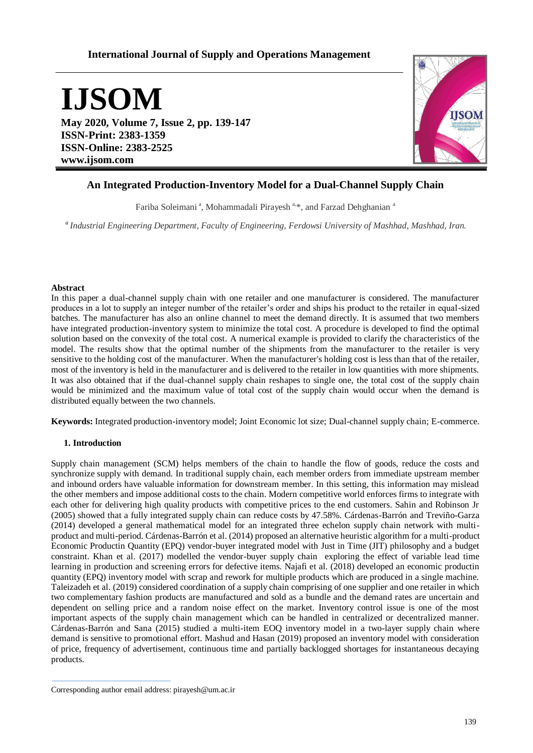**International Journal of Supply and Operations Management**

# IJSOM

**May 2020, Volume 7, Issue 2, pp. 139-147**
**ISSN-Print: 2383-1359**
**ISSN-Online: 2383-2525**
**www.ijsom.com**

## An Integrated Production-Inventory Model for a Dual-Channel Supply Chain

Fariba Soleimani [a], Mohammadali Pirayesh [a,*], and Farzad Dehghanian [a]

[a] *Industrial Engineering Department, Faculty of Engineering, Ferdowsi University of Mashhad, Mashhad, Iran.*

### Abstract

In this paper a dual-channel supply chain with one retailer and one manufacturer is considered. The manufacturer produces in a lot to supply an integer number of the retailer's order and ships his product to the retailer in equal-sized batches. The manufacturer has also an online channel to meet the demand directly. It is assumed that two members have integrated production-inventory system to minimize the total cost. A procedure is developed to find the optimal solution based on the convexity of the total cost. A numerical example is provided to clarify the characteristics of the model. The results show that the optimal number of the shipments from the manufacturer to the retailer is very sensitive to the holding cost of the manufacturer. When the manufacturer's holding cost is less than that of the retailer, most of the inventory is held in the manufacturer and is delivered to the retailer in low quantities with more shipments. It was also obtained that if the dual-channel supply chain reshapes to single one, the total cost of the supply chain would be minimized and the maximum value of total cost of the supply chain would occur when the demand is distributed equally between the two channels.

**Keywords:** Integrated production-inventory model; Joint Economic lot size; Dual-channel supply chain; E-commerce.

## 1. Introduction

Supply chain management (SCM) helps members of the chain to handle the flow of goods, reduce the costs and synchronize supply with demand. In traditional supply chain, each member orders from immediate upstream member and inbound orders have valuable information for downstream member. In this setting, this information may mislead the other members and impose additional costs to the chain. Modern competitive world enforces firms to integrate with each other for delivering high quality products with competitive prices to the end customers. Sahin and Robinson Jr (2005) showed that a fully integrated supply chain can reduce costs by 47.58%. Cárdenas-Barrón and Treviño-Garza (2014) developed a general mathematical model for an integrated three echelon supply chain network with multi-product and multi-period. Cárdenas-Barrón et al. (2014) proposed an alternative heuristic algorithm for a multi-product Economic Productin Quantity (EPQ) vendor-buyer integrated model with Just in Time (JIT) philosophy and a budget constraint. Khan et al. (2017) modelled the vendor-buyer supply chain exploring the effect of variable lead time learning in production and screening errors for defective items. Najafi et al. (2018) developed an economic productin quantity (EPQ) inventory model with scrap and rework for multiple products which are produced in a single machine. Taleizadeh et al. (2019) considered coordination of a supply chain comprising of one supplier and one retailer in which two complementary fashion products are manufactured and sold as a bundle and the demand rates are uncertain and dependent on selling price and a random noise effect on the market. Inventory control issue is one of the most important aspects of the supply chain management which can be handled in centralized or decentralized manner. Cárdenas-Barrón and Sana (2015) studied a multi-item EOQ inventory model in a two-layer supply chain where demand is sensitive to promotional effort. Mashud and Hasan (2019) proposed an inventory model with consideration of price, frequency of advertisement, continuous time and partially backlogged shortages for instantaneous decaying products.

Corresponding author email address: pirayesh@um.ac.ir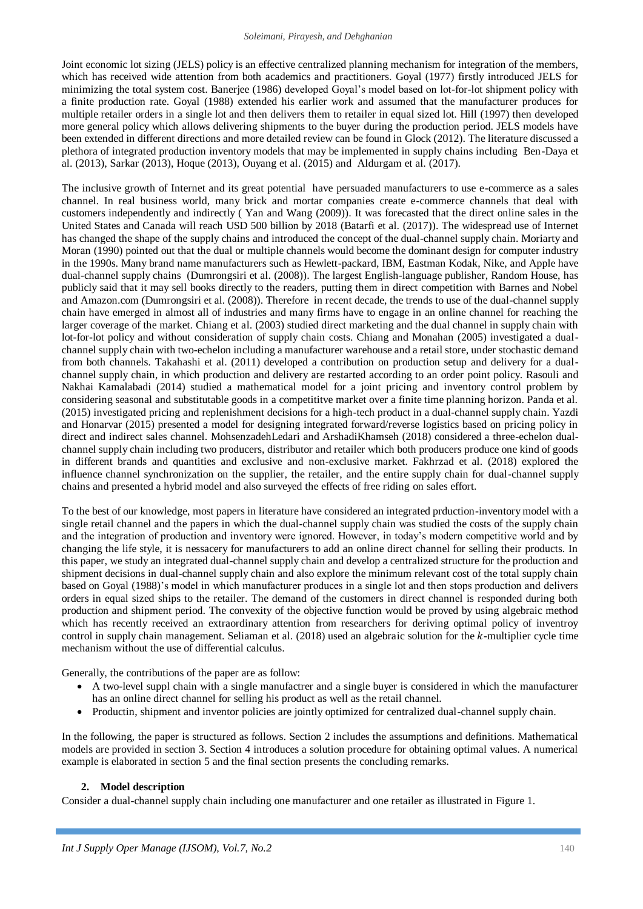Joint economic lot sizing (JELS) policy is an effective centralized planning mechanism for integration of the members, which has received wide attention from both academics and practitioners. Goyal (1977) firstly introduced JELS for minimizing the total system cost. Banerjee (1986) developed Goyal's model based on lot-for-lot shipment policy with a finite production rate. Goyal (1988) extended his earlier work and assumed that the manufacturer produces for multiple retailer orders in a single lot and then delivers them to retailer in equal sized lot. Hill (1997) then developed more general policy which allows delivering shipments to the buyer during the production period. JELS models have been extended in different directions and more detailed review can be found in Glock (2012). The literature discussed a plethora of integrated production inventory models that may be implemented in supply chains including Ben-Daya et al. (2013), Sarkar (2013), Hoque (2013), Ouyang et al. (2015) and Aldurgam et al. (2017).

The inclusive growth of Internet and its great potential have persuaded manufacturers to use e-commerce as a sales channel. In real business world, many brick and mortar companies create e-commerce channels that deal with customers independently and indirectly ( Yan and Wang (2009)). It was forecasted that the direct online sales in the United States and Canada will reach USD 500 billion by 2018 (Batarfi et al. (2017)). The widespread use of Internet has changed the shape of the supply chains and introduced the concept of the dual-channel supply chain. Moriarty and Moran (1990) pointed out that the dual or multiple channels would become the dominant design for computer industry in the 1990s. Many brand name manufacturers such as Hewlett-packard, IBM, Eastman Kodak, Nike, and Apple have dual-channel supply chains (Dumrongsiri et al. (2008)). The largest English-language publisher, Random House, has publicly said that it may sell books directly to the readers, putting them in direct competition with Barnes and Nobel and Amazon.com (Dumrongsiri et al. (2008)). Therefore in recent decade, the trends to use of the dual-channel supply chain have emerged in almost all of industries and many firms have to engage in an online channel for reaching the larger coverage of the market. Chiang et al. (2003) studied direct marketing and the dual channel in supply chain with lot-for-lot policy and without consideration of supply chain costs. Chiang and Monahan (2005) investigated a dual-channel supply chain with two-echelon including a manufacturer warehouse and a retail store, under stochastic demand from both channels. Takahashi et al. (2011) developed a contribution on production setup and delivery for a dual-channel supply chain, in which production and delivery are restarted according to an order point policy. Rasouli and Nakhai Kamalabadi (2014) studied a mathematical model for a joint pricing and inventory control problem by considering seasonal and substitutable goods in a competititve market over a finite time planning horizon. Panda et al. (2015) investigated pricing and replenishment decisions for a high-tech product in a dual-channel supply chain. Yazdi and Honarvar (2015) presented a model for designing integrated forward/reverse logistics based on pricing policy in direct and indirect sales channel. MohsenzadehLedari and ArshadiKhamseh (2018) considered a three-echelon dual-channel supply chain including two producers, distributor and retailer which both producers produce one kind of goods in different brands and quantities and exclusive and non-exclusive market. Fakhrzad et al. (2018) explored the influence channel synchronization on the supplier, the retailer, and the entire supply chain for dual-channel supply chains and presented a hybrid model and also surveyed the effects of free riding on sales effort.

To the best of our knowledge, most papers in literature have considered an integrated prduction-inventory model with a single retail channel and the papers in which the dual-channel supply chain was studied the costs of the supply chain and the integration of production and inventory were ignored. However, in today's modern competitive world and by changing the life style, it is nessacery for manufacturers to add an online direct channel for selling their products. In this paper, we study an integrated dual-channel supply chain and develop a centralized structure for the production and shipment decisions in dual-channel supply chain and also explore the minimum relevant cost of the total supply chain based on Goyal (1988)'s model in which manufacturer produces in a single lot and then stops production and delivers orders in equal sized ships to the retailer. The demand of the customers in direct channel is responded during both production and shipment period. The convexity of the objective function would be proved by using algebraic method which has recently received an extraordinary attention from researchers for deriving optimal policy of inventroy control in supply chain management. Seliaman et al. (2018) used an algebraic solution for the $k$-multiplier cycle time mechanism without the use of differential calculus.

Generally, the contributions of the paper are as follow:

- A two-level suppl chain with a single manufactrer and a single buyer is considered in which the manufacturer has an online direct channel for selling his product as well as the retail channel.
- Productin, shipment and inventor policies are jointly optimized for centralized dual-channel supply chain.

In the following, the paper is structured as follows. Section 2 includes the assumptions and definitions. Mathematical models are provided in section 3. Section 4 introduces a solution procedure for obtaining optimal values. A numerical example is elaborated in section 5 and the final section presents the concluding remarks.

## 2. Model description

Consider a dual-channel supply chain including one manufacturer and one retailer as illustrated in Figure 1.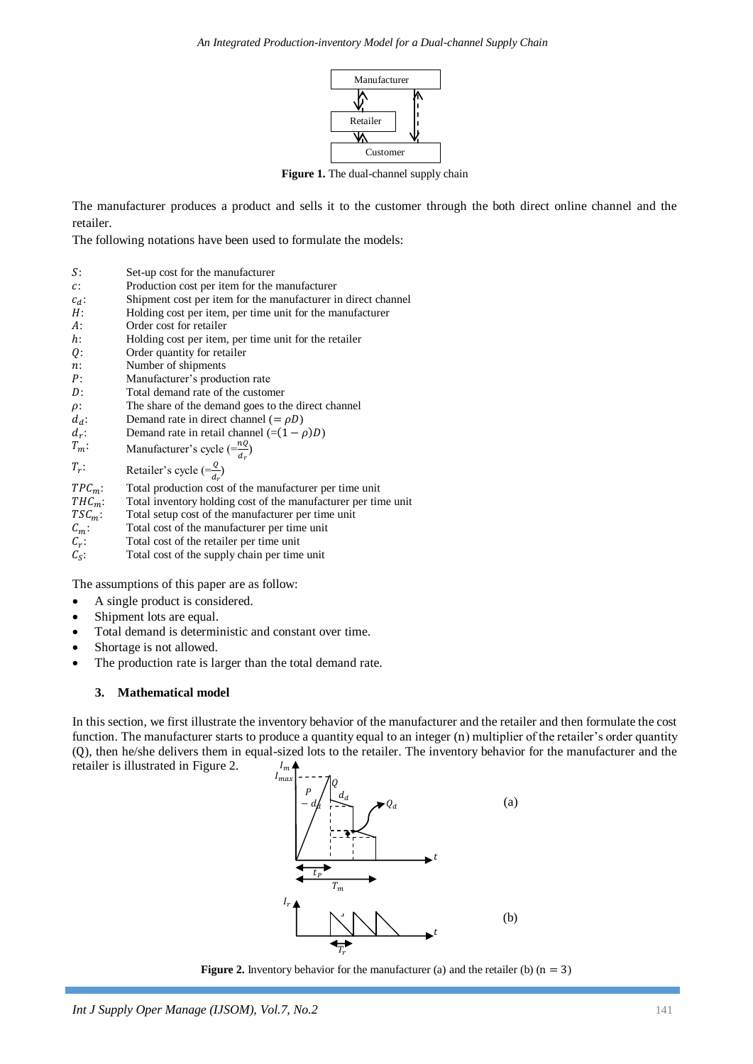Figure 1. The dual-channel supply chain

The manufacturer produces a product and sells it to the customer through the both direct online channel and the retailer.

The following notations have been used to formulate the models:

$S$: Set-up cost for the manufacturer
$c$: Production cost per item for the manufacturer
$c_d$: Shipment cost per item for the manufacturer in direct channel
$H$: Holding cost per item, per time unit for the manufacturer
$A$: Order cost for retailer
$h$: Holding cost per item, per time unit for the retailer
$Q$: Order quantity for retailer
$n$: Number of shipments
$P$: Manufacturer's production rate
$D$: Total demand rate of the customer
$\rho$: The share of the demand goes to the direct channel
$d_d$: Demand rate in direct channel ($= \rho D$)
$d_r$: Demand rate in retail channel ($=(1-\rho)D$)
$T_m$: Manufacturer's cycle ($=\frac{nQ}{d_r}$)
$T_r$: Retailer's cycle ($=\frac{Q}{d_r}$)
$TPC_m$: Total production cost of the manufacturer per time unit
$THC_m$: Total inventory holding cost of the manufacturer per time unit
$TSC_m$: Total setup cost of the manufacturer per time unit
$C_m$: Total cost of the manufacturer per time unit
$C_r$: Total cost of the retailer per time unit
$C_s$: Total cost of the supply chain per time unit

The assumptions of this paper are as follow:

- A single product is considered.
- Shipment lots are equal.
- Total demand is deterministic and constant over time.
- Shortage is not allowed.
- The production rate is larger than the total demand rate.

### 3. Mathematical model

In this section, we first illustrate the inventory behavior of the manufacturer and the retailer and then formulate the cost function. The manufacturer starts to produce a quantity equal to an integer (n) multiplier of the retailer's order quantity (Q), then he/she delivers them in equal-sized lots to the retailer. The inventory behavior for the manufacturer and the retailer is illustrated in Figure 2.

Figure 2. Inventory behavior for the manufacturer (a) and the retailer (b) ($n = 3$)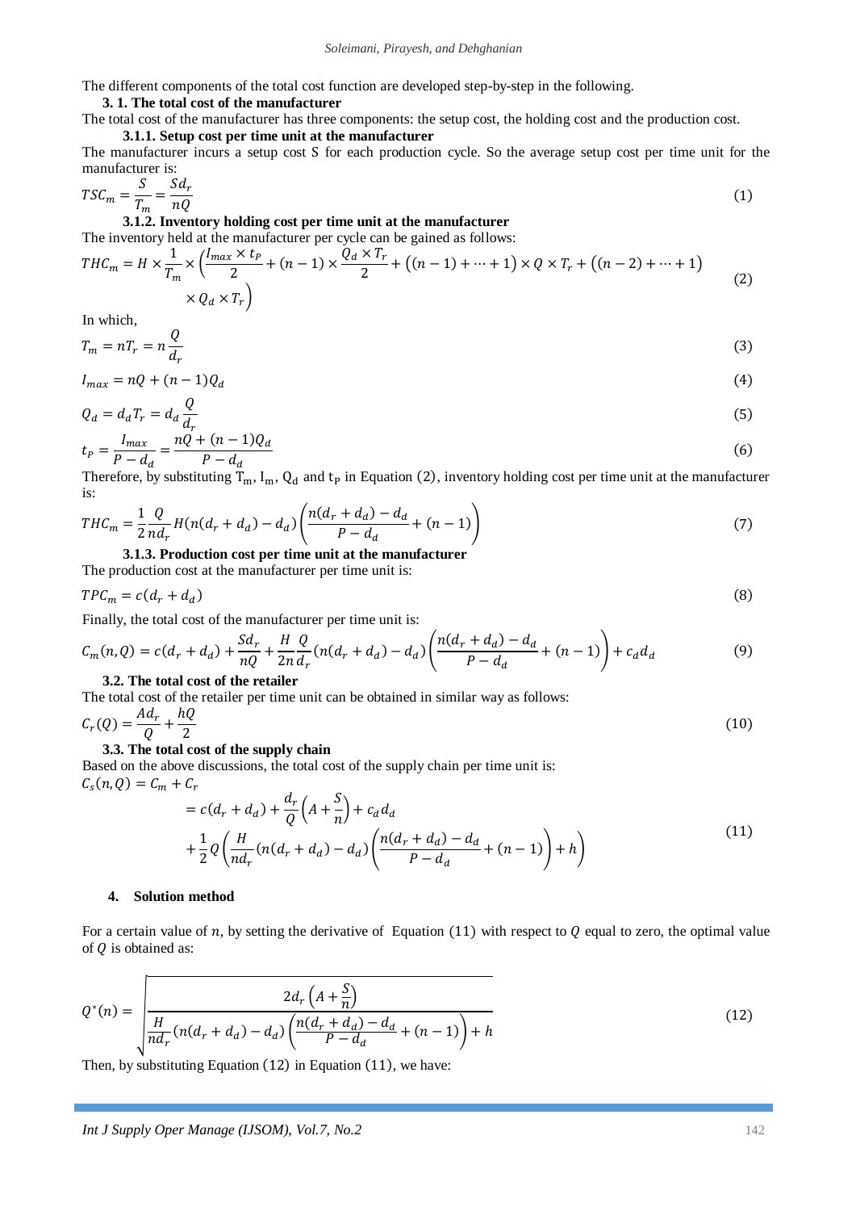The different components of the total cost function are developed step-by-step in the following.

### 3. 1. The total cost of the manufacturer

The total cost of the manufacturer has three components: the setup cost, the holding cost and the production cost.

#### 3.1.1. Setup cost per time unit at the manufacturer

The manufacturer incurs a setup cost S for each production cycle. So the average setup cost per time unit for the manufacturer is:

$$TSC_m = \frac{S}{T_m} = \frac{Sd_r}{nQ} \tag{1}$$

#### 3.1.2. Inventory holding cost per time unit at the manufacturer

The inventory held at the manufacturer per cycle can be gained as follows:

$$THC_m = H \times \frac{1}{T_m} \times \left( \frac{I_{max} \times t_P}{2} + (n-1) \times \frac{Q_d \times T_r}{2} + \big((n-1) + \cdots + 1\big) \times Q \times T_r + \big((n-2) + \cdots + 1\big) \times Q_d \times T_r \right) \tag{2}$$

In which,

$$T_m = nT_r = n\frac{Q}{d_r} \tag{3}$$

$$I_{max} = nQ + (n-1)Q_d \tag{4}$$

$$Q_d = d_d T_r = d_d \frac{Q}{d_r} \tag{5}$$

$$t_P = \frac{I_{max}}{P - d_d} = \frac{nQ + (n-1)Q_d}{P - d_d} \tag{6}$$

Therefore, by substituting $T_m$, $I_m$, $Q_d$ and $t_P$ in Equation (2), inventory holding cost per time unit at the manufacturer is:

$$THC_m = \frac{1}{2}\frac{Q}{nd_r} H(n(d_r + d_d) - d_d)\left( \frac{n(d_r + d_d) - d_d}{P - d_d} + (n-1) \right) \tag{7}$$

#### 3.1.3. Production cost per time unit at the manufacturer

The production cost at the manufacturer per time unit is:

$$TPC_m = c(d_r + d_d) \tag{8}$$

Finally, the total cost of the manufacturer per time unit is:

$$C_m(n,Q) = c(d_r + d_d) + \frac{Sd_r}{nQ} + \frac{H}{2n}\frac{Q}{d_r}(n(d_r + d_d) - d_d)\left( \frac{n(d_r + d_d) - d_d}{P - d_d} + (n-1) \right) + c_d d_d \tag{9}$$

### 3.2. The total cost of the retailer

The total cost of the retailer per time unit can be obtained in similar way as follows:

$$C_r(Q) = \frac{Ad_r}{Q} + \frac{hQ}{2} \tag{10}$$

### 3.3. The total cost of the supply chain

Based on the above discussions, the total cost of the supply chain per time unit is:

$$\begin{aligned} C_s(n,Q) &= C_m + C_r \\ &= c(d_r + d_d) + \frac{d_r}{Q}\left(A + \frac{S}{n}\right) + c_d d_d \\ &\quad + \frac{1}{2}Q\left( \frac{H}{nd_r}(n(d_r + d_d) - d_d)\left( \frac{n(d_r + d_d) - d_d}{P - d_d} + (n-1) \right) + h \right) \end{aligned} \tag{11}$$

## 4. Solution method

For a certain value of $n$, by setting the derivative of Equation (11) with respect to $Q$ equal to zero, the optimal value of $Q$ is obtained as:

$$Q^*(n) = \sqrt{\frac{2d_r\left(A + \frac{S}{n}\right)}{\frac{H}{nd_r}(n(d_r + d_d) - d_d)\left( \frac{n(d_r + d_d) - d_d}{P - d_d} + (n-1) \right) + h}} \tag{12}$$

Then, by substituting Equation (12) in Equation (11), we have: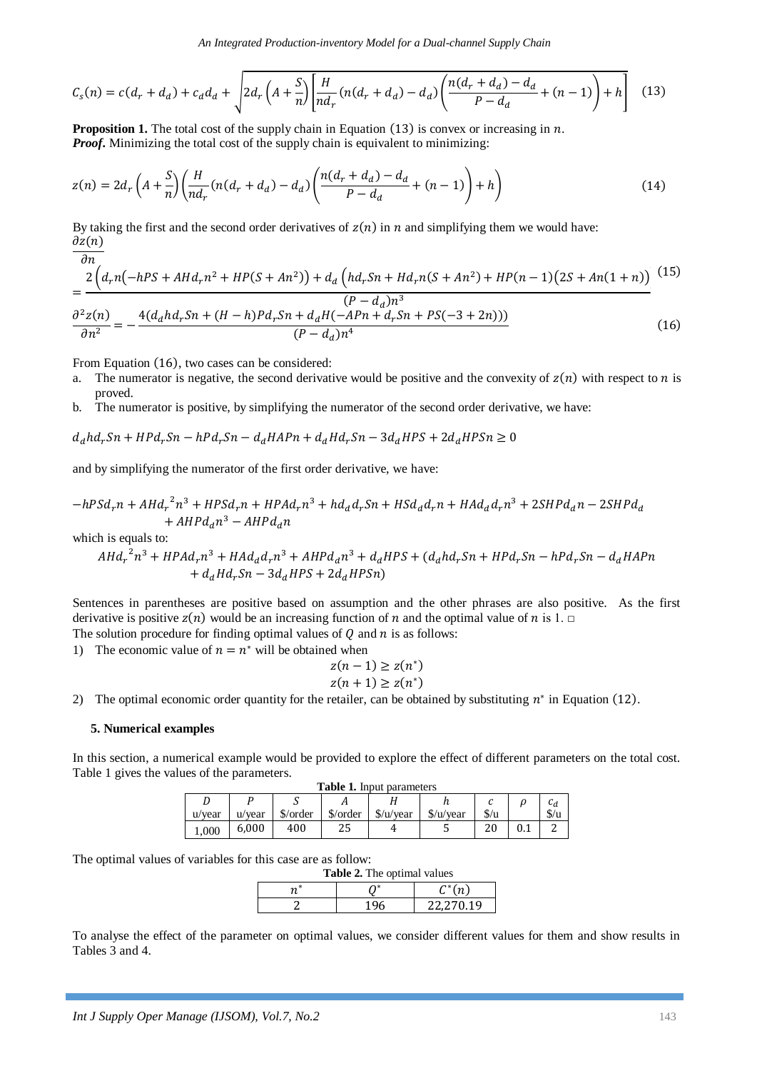$$C_s(n) = c(d_r + d_d) + c_d d_d + \sqrt{2d_r\left(A + \frac{S}{n}\right)\left[\frac{H}{nd_r}(n(d_r + d_d) - d_d)\left(\frac{n(d_r + d_d) - d_d}{P - d_d} + (n-1)\right) + h\right]} \quad (13)$$

**Proposition 1.** The total cost of the supply chain in Equation (13) is convex or increasing in $n$.
***Proof*.** Minimizing the total cost of the supply chain is equivalent to minimizing:

$$z(n) = 2d_r\left(A + \frac{S}{n}\right)\left(\frac{H}{nd_r}(n(d_r + d_d) - d_d)\left(\frac{n(d_r + d_d) - d_d}{P - d_d} + (n-1)\right) + h\right) \quad (14)$$

By taking the first and the second order derivatives of $z(n)$ in $n$ and simplifying them we would have:

$$\frac{\partial z(n)}{\partial n} = \frac{2\left(d_r n\left(-hPS + AHd_r n^2 + HP(S + An^2)\right) + d_d\left(hd_r Sn + Hd_r n(S + An^2) + HP(n-1)(2S + An(1+n)\right)\right)}{(P - d_d)n^3} \quad (15)$$

$$\frac{\partial^2 z(n)}{\partial n^2} = -\frac{4(d_d h d_r Sn + (H - h)Pd_r Sn + d_d H(-APn + d_r Sn + PS(-3 + 2n)))}{(P - d_d)n^4} \quad (16)$$

From Equation (16), two cases can be considered:

a. The numerator is negative, the second derivative would be positive and the convexity of $z(n)$ with respect to $n$ is proved.
b. The numerator is positive, by simplifying the numerator of the second order derivative, we have:

$$d_d h d_r Sn + HPd_r Sn - hPd_r Sn - d_d HAPn + d_d Hd_r Sn - 3d_d HPS + 2d_d HPSn \geq 0$$

and by simplifying the numerator of the first order derivative, we have:

$$-hPSd_r n + AHd_r^2 n^3 + HPSd_r n + HPAd_r n^3 + hd_d d_r Sn + HSd_d d_r n + HAd_d d_r n^3 + 2SHPd_d n - 2SHPd_d + AHPd_d n^3 - AHPd_d n$$

which is equals to:

$$AHd_r^2 n^3 + HPAd_r n^3 + HAd_d d_r n^3 + AHPd_d n^3 + d_d HPS + (d_d h d_r Sn + HPd_r Sn - hPd_r Sn - d_d HAPn + d_d Hd_r Sn - 3d_d HPS + 2d_d HPSn)$$

Sentences in parentheses are positive based on assumption and the other phrases are also positive. As the first derivative is positive $z(n)$ would be an increasing function of $n$ and the optimal value of $n$ is 1. □

The solution procedure for finding optimal values of $Q$ and $n$ is as follows:

1) The economic value of $n = n^*$ will be obtained when

$$z(n-1) \geq z(n^*)$$
$$z(n+1) \geq z(n^*)$$

2) The optimal economic order quantity for the retailer, can be obtained by substituting $n^*$ in Equation (12).

## 5. Numerical examples

In this section, a numerical example would be provided to explore the effect of different parameters on the total cost. Table 1 gives the values of the parameters.

**Table 1.** Input parameters

| $D$ u/year | $P$ u/year | $S$ \$/order | $A$ \$/order | $H$ \$/u/year | $h$ \$/u/year | $c$ \$/u | $\rho$ | $c_d$ \$/u |
|---|---|---|---|---|---|---|---|---|
| 1,000 | 6,000 | 400 | 25 | 4 | 5 | 20 | 0.1 | 2 |

The optimal values of variables for this case are as follow:

**Table 2.** The optimal values

| $n^*$ | $Q^*$ | $C^*(n)$ |
|---|---|---|
| 2 | 196 | 22,270.19 |

To analyse the effect of the parameter on optimal values, we consider different values for them and show results in Tables 3 and 4.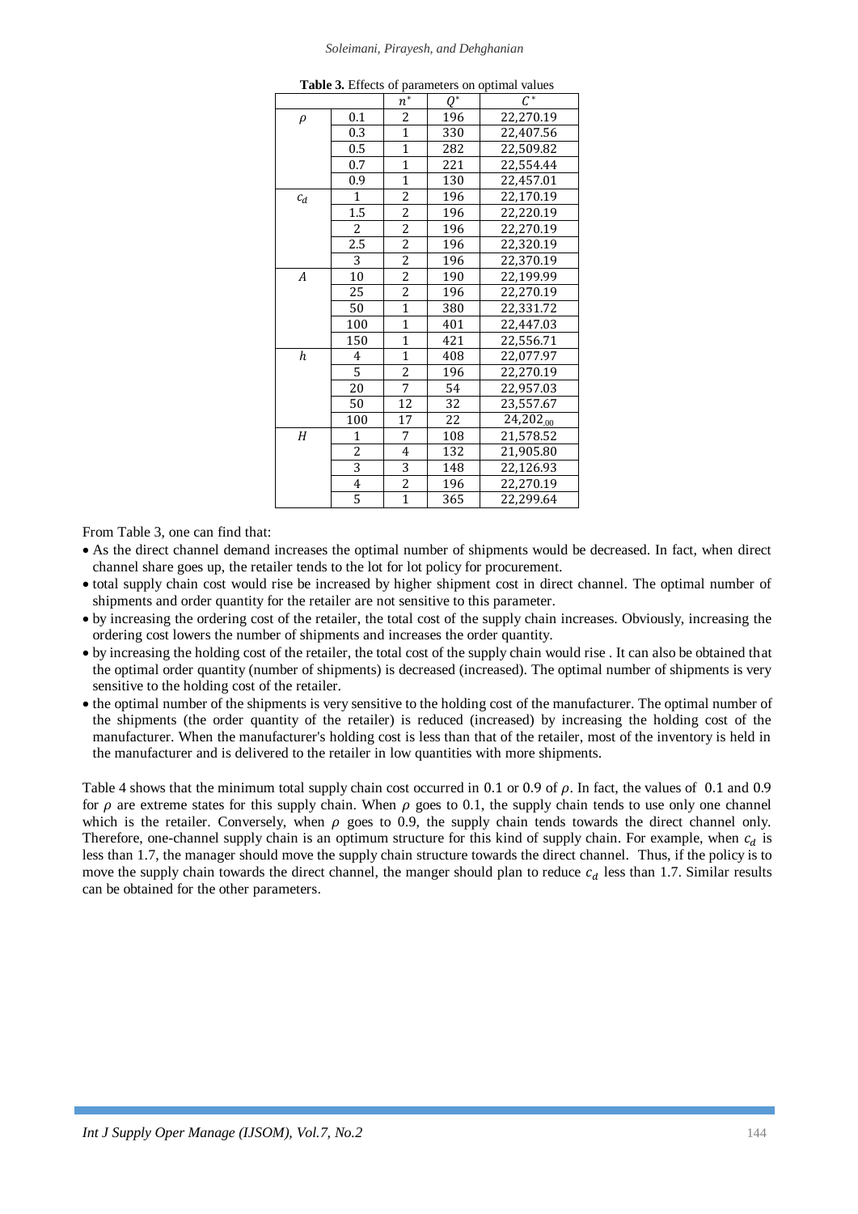**Table 3.** Effects of parameters on optimal values

| | | $n^*$ | $Q^*$ | $C^*$ |
|---|---|---|---|---|
| $\rho$ | 0.1 | 2 | 196 | 22,270.19 |
| | 0.3 | 1 | 330 | 22,407.56 |
| | 0.5 | 1 | 282 | 22,509.82 |
| | 0.7 | 1 | 221 | 22,554.44 |
| | 0.9 | 1 | 130 | 22,457.01 |
| $c_d$ | 1 | 2 | 196 | 22,170.19 |
| | 1.5 | 2 | 196 | 22,220.19 |
| | 2 | 2 | 196 | 22,270.19 |
| | 2.5 | 2 | 196 | 22,320.19 |
| | 3 | 2 | 196 | 22,370.19 |
| $A$ | 10 | 2 | 190 | 22,199.99 |
| | 25 | 2 | 196 | 22,270.19 |
| | 50 | 1 | 380 | 22,331.72 |
| | 100 | 1 | 401 | 22,447.03 |
| | 150 | 1 | 421 | 22,556.71 |
| $h$ | 4 | 1 | 408 | 22,077.97 |
| | 5 | 2 | 196 | 22,270.19 |
| | 20 | 7 | 54 | 22,957.03 |
| | 50 | 12 | 32 | 23,557.67 |
| | 100 | 17 | 22 | 24,202.00 |
| $H$ | 1 | 7 | 108 | 21,578.52 |
| | 2 | 4 | 132 | 21,905.80 |
| | 3 | 3 | 148 | 22,126.93 |
| | 4 | 2 | 196 | 22,270.19 |
| | 5 | 1 | 365 | 22,299.64 |

From Table 3, one can find that:

- As the direct channel demand increases the optimal number of shipments would be decreased. In fact, when direct channel share goes up, the retailer tends to the lot for lot policy for procurement.
- total supply chain cost would rise be increased by higher shipment cost in direct channel. The optimal number of shipments and order quantity for the retailer are not sensitive to this parameter.
- by increasing the ordering cost of the retailer, the total cost of the supply chain increases. Obviously, increasing the ordering cost lowers the number of shipments and increases the order quantity.
- by increasing the holding cost of the retailer, the total cost of the supply chain would rise . It can also be obtained that the optimal order quantity (number of shipments) is decreased (increased). The optimal number of shipments is very sensitive to the holding cost of the retailer.
- the optimal number of the shipments is very sensitive to the holding cost of the manufacturer. The optimal number of the shipments (the order quantity of the retailer) is reduced (increased) by increasing the holding cost of the manufacturer. When the manufacturer's holding cost is less than that of the retailer, most of the inventory is held in the manufacturer and is delivered to the retailer in low quantities with more shipments.

Table 4 shows that the minimum total supply chain cost occurred in 0.1 or 0.9 of $\rho$. In fact, the values of 0.1 and 0.9 for $\rho$ are extreme states for this supply chain. When $\rho$ goes to 0.1, the supply chain tends to use only one channel which is the retailer. Conversely, when $\rho$ goes to 0.9, the supply chain tends towards the direct channel only. Therefore, one-channel supply chain is an optimum structure for this kind of supply chain. For example, when $c_d$ is less than 1.7, the manager should move the supply chain structure towards the direct channel. Thus, if the policy is to move the supply chain towards the direct channel, the manger should plan to reduce $c_d$ less than 1.7. Similar results can be obtained for the other parameters.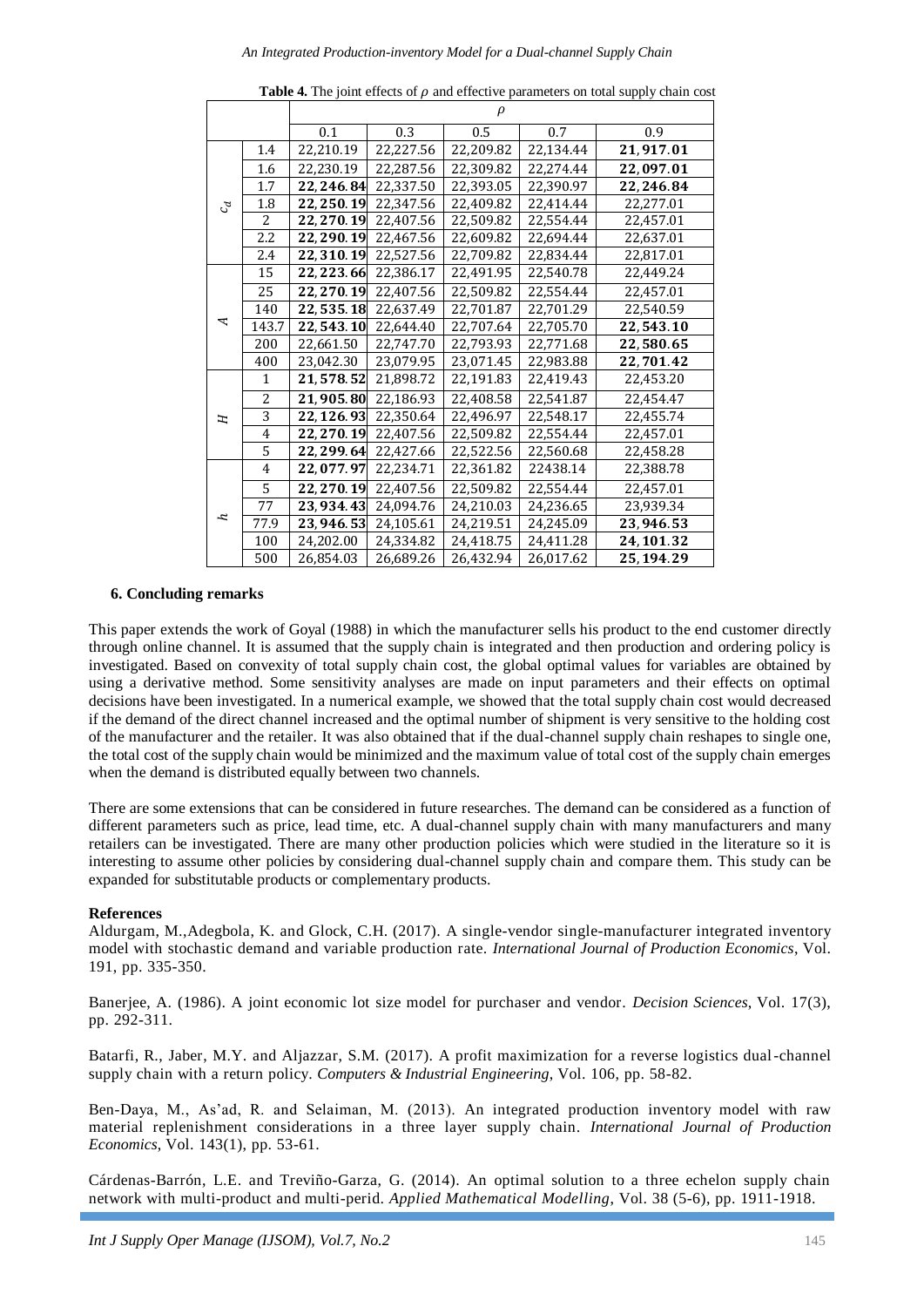**Table 4.** The joint effects of $\rho$ and effective parameters on total supply chain cost

| | | $\rho$ | | | | |
|---|---|---|---|---|---|---|
| | | 0.1 | 0.3 | 0.5 | 0.7 | 0.9 |
| $c_d$ | 1.4 | 22,210.19 | 22,227.56 | 22,209.82 | 22,134.44 | **21,917.01** |
| | 1.6 | 22,230.19 | 22,287.56 | 22,309.82 | 22,274.44 | **22,097.01** |
| | 1.7 | **22,246.84** | 22,337.50 | 22,393.05 | 22,390.97 | **22,246.84** |
| | 1.8 | **22,250.19** | 22,347.56 | 22,409.82 | 22,414.44 | 22,277.01 |
| | 2 | **22,270.19** | 22,407.56 | 22,509.82 | 22,554.44 | 22,457.01 |
| | 2.2 | **22,290.19** | 22,467.56 | 22,609.82 | 22,694.44 | 22,637.01 |
| | 2.4 | **22,310.19** | 22,527.56 | 22,709.82 | 22,834.44 | 22,817.01 |
| $A$ | 15 | **22,223.66** | 22,386.17 | 22,491.95 | 22,540.78 | 22,449.24 |
| | 25 | **22,270.19** | 22,407.56 | 22,509.82 | 22,554.44 | 22,457.01 |
| | 140 | **22,535.18** | 22,637.49 | 22,701.87 | 22,701.29 | 22,540.59 |
| | 143.7 | **22,543.10** | 22,644.40 | 22,707.64 | 22,705.70 | **22,543.10** |
| | 200 | 22,661.50 | 22,747.70 | 22,793.93 | 22,771.68 | **22,580.65** |
| | 400 | 23,042.30 | 23,079.95 | 23,071.45 | 22,983.88 | **22,701.42** |
| $H$ | 1 | **21,578.52** | 21,898.72 | 22,191.83 | 22,419.43 | 22,453.20 |
| | 2 | **21,905.80** | 22,186.93 | 22,408.58 | 22,541.87 | 22,454.47 |
| | 3 | **22,126.93** | 22,350.64 | 22,496.97 | 22,548.17 | 22,455.74 |
| | 4 | **22,270.19** | 22,407.56 | 22,509.82 | 22,554.44 | 22,457.01 |
| | 5 | **22,299.64** | 22,427.66 | 22,522.56 | 22,560.68 | 22,458.28 |
| $h$ | 4 | **22,077.97** | 22,234.71 | 22,361.82 | 22438.14 | 22,388.78 |
| | 5 | **22,270.19** | 22,407.56 | 22,509.82 | 22,554.44 | 22,457.01 |
| | 77 | **23,934.43** | 24,094.76 | 24,210.03 | 24,236.65 | 23,939.34 |
| | 77.9 | **23,946.53** | 24,105.61 | 24,219.51 | 24,245.09 | **23,946.53** |
| | 100 | 24,202.00 | 24,334.82 | 24,418.75 | 24,411.28 | **24,101.32** |
| | 500 | 26,854.03 | 26,689.26 | 26,432.94 | 26,017.62 | **25,194.29** |

## 6. Concluding remarks

This paper extends the work of Goyal (1988) in which the manufacturer sells his product to the end customer directly through online channel. It is assumed that the supply chain is integrated and then production and ordering policy is investigated. Based on convexity of total supply chain cost, the global optimal values for variables are obtained by using a derivative method. Some sensitivity analyses are made on input parameters and their effects on optimal decisions have been investigated. In a numerical example, we showed that the total supply chain cost would decreased if the demand of the direct channel increased and the optimal number of shipment is very sensitive to the holding cost of the manufacturer and the retailer. It was also obtained that if the dual-channel supply chain reshapes to single one, the total cost of the supply chain would be minimized and the maximum value of total cost of the supply chain emerges when the demand is distributed equally between two channels.

There are some extensions that can be considered in future researches. The demand can be considered as a function of different parameters such as price, lead time, etc. A dual-channel supply chain with many manufacturers and many retailers can be investigated. There are many other production policies which were studied in the literature so it is interesting to assume other policies by considering dual-channel supply chain and compare them. This study can be expanded for substitutable products or complementary products.

**References**

Aldurgam, M.,Adegbola, K. and Glock, C.H. (2017). A single-vendor single-manufacturer integrated inventory model with stochastic demand and variable production rate. *International Journal of Production Economics*, Vol. 191, pp. 335-350.

Banerjee, A. (1986). A joint economic lot size model for purchaser and vendor. *Decision Sciences*, Vol. 17(3), pp. 292-311.

Batarfi, R., Jaber, M.Y. and Aljazzar, S.M. (2017). A profit maximization for a reverse logistics dual-channel supply chain with a return policy. *Computers & Industrial Engineering*, Vol. 106, pp. 58-82.

Ben-Daya, M., As'ad, R. and Selaiman, M. (2013). An integrated production inventory model with raw material replenishment considerations in a three layer supply chain. *International Journal of Production Economics*, Vol. 143(1), pp. 53-61.

Cárdenas-Barrón, L.E. and Treviño-Garza, G. (2014). An optimal solution to a three echelon supply chain network with multi-product and multi-perid. *Applied Mathematical Modelling*, Vol. 38 (5-6), pp. 1911-1918.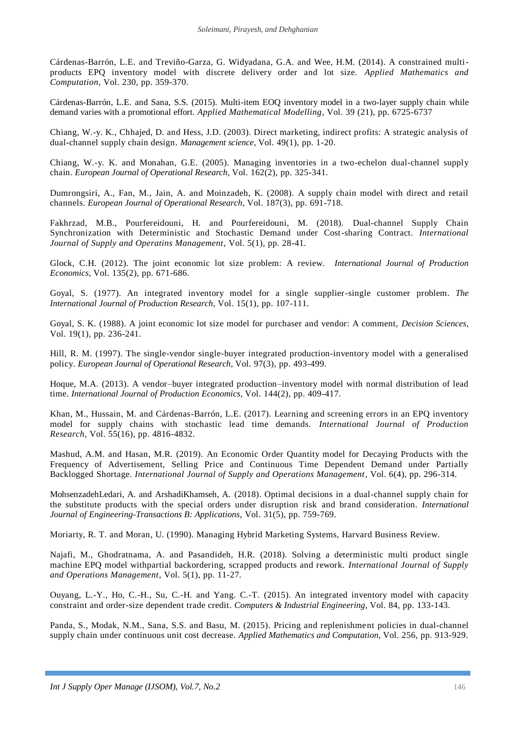Cárdenas-Barrón, L.E. and Treviño-Garza, G. Widyadana, G.A. and Wee, H.M. (2014). A constrained multi-products EPQ inventory model with discrete delivery order and lot size. *Applied Mathematics and Computation*, Vol. 230, pp. 359-370.

Cárdenas-Barrón, L.E. and Sana, S.S. (2015). Multi-item EOQ inventory model in a two-layer supply chain while demand varies with a promotional effort. *Applied Mathematical Modelling*, Vol. 39 (21), pp. 6725-6737

Chiang, W.-y. K., Chhajed, D. and Hess, J.D. (2003). Direct marketing, indirect profits: A strategic analysis of dual-channel supply chain design. *Management science*, Vol. 49(1), pp. 1-20.

Chiang, W.-y. K. and Monahan, G.E. (2005). Managing inventories in a two-echelon dual-channel supply chain. *European Journal of Operational Research*, Vol. 162(2), pp. 325-341.

Dumrongsiri, A., Fan, M., Jain, A. and Moinzadeh, K. (2008). A supply chain model with direct and retail channels. *European Journal of Operational Research*, Vol. 187(3), pp. 691-718.

Fakhrzad, M.B., Pourfereidouni, H. and Pourfereidouni, M. (2018). Dual-channel Supply Chain Synchronization with Deterministic and Stochastic Demand under Cost-sharing Contract. *International Journal of Supply and Operatins Management*, Vol. 5(1), pp. 28-41.

Glock, C.H. (2012). The joint economic lot size problem: A review. *International Journal of Production Economics*, Vol. 135(2), pp. 671-686.

Goyal, S. (1977). An integrated inventory model for a single supplier-single customer problem. *The International Journal of Production Research*, Vol. 15(1), pp. 107-111.

Goyal, S. K. (1988). A joint economic lot size model for purchaser and vendor: A comment, *Decision Sciences*, Vol. 19(1), pp. 236-241.

Hill, R. M. (1997). The single-vendor single-buyer integrated production-inventory model with a generalised policy. *European Journal of Operational Research*, Vol. 97(3), pp. 493-499.

Hoque, M.A. (2013). A vendor–buyer integrated production–inventory model with normal distribution of lead time. *International Journal of Production Economics*, Vol. 144(2), pp. 409-417.

Khan, M., Hussain, M. and Cárdenas-Barrón, L.E. (2017). Learning and screening errors in an EPQ inventory model for supply chains with stochastic lead time demands. *International Journal of Production Research*, Vol. 55(16), pp. 4816-4832.

Mashud, A.M. and Hasan, M.R. (2019). An Economic Order Quantity model for Decaying Products with the Frequency of Advertisement, Selling Price and Continuous Time Dependent Demand under Partially Backlogged Shortage. *International Journal of Supply and Operations Management*, Vol. 6(4), pp. 296-314.

MohsenzadehLedari, A. and ArshadiKhamseh, A. (2018). Optimal decisions in a dual-channel supply chain for the substitute products with the special orders under disruption risk and brand consideration. *International Journal of Engineering-Transactions B: Applications*, Vol. 31(5), pp. 759-769.

Moriarty, R. T. and Moran, U. (1990). Managing Hybrid Marketing Systems, Harvard Business Review.

Najafi, M., Ghodratnama, A. and Pasandideh, H.R. (2018). Solving a deterministic multi product single machine EPQ model withpartial backordering, scrapped products and rework. *International Journal of Supply and Operations Management*, Vol. 5(1), pp. 11-27.

Ouyang, L.-Y., Ho, C.-H., Su, C.-H. and Yang. C.-T. (2015). An integrated inventory model with capacity constraint and order-size dependent trade credit. *Computers & Industrial Engineering*, Vol. 84, pp. 133-143.

Panda, S., Modak, N.M., Sana, S.S. and Basu, M. (2015). Pricing and replenishment policies in dual-channel supply chain under continuous unit cost decrease. *Applied Mathematics and Computation*, Vol. 256, pp. 913-929.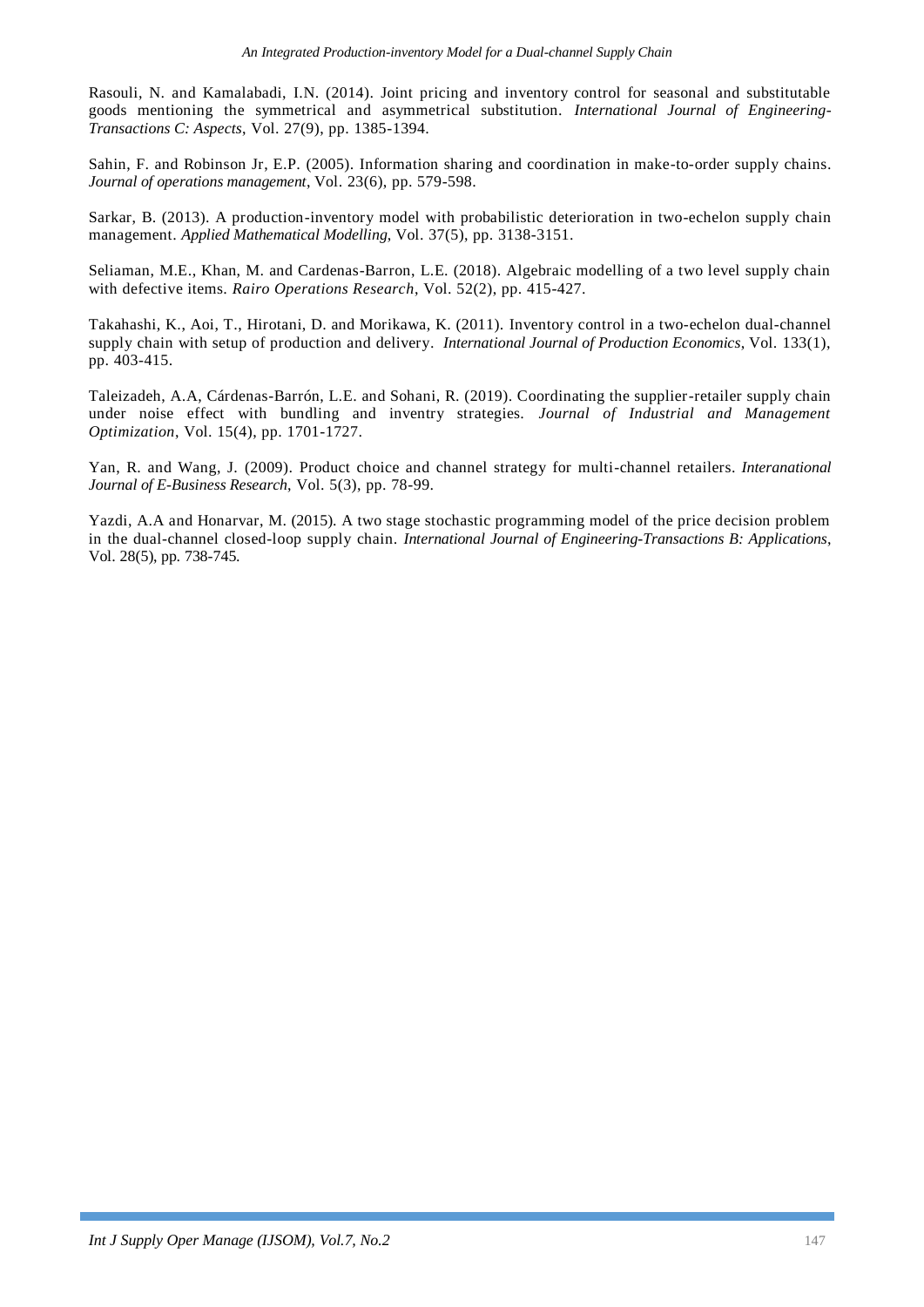Rasouli, N. and Kamalabadi, I.N. (2014). Joint pricing and inventory control for seasonal and substitutable goods mentioning the symmetrical and asymmetrical substitution. *International Journal of Engineering-Transactions C: Aspects*, Vol. 27(9), pp. 1385-1394.

Sahin, F. and Robinson Jr, E.P. (2005). Information sharing and coordination in make-to-order supply chains. *Journal of operations management*, Vol. 23(6), pp. 579-598.

Sarkar, B. (2013). A production-inventory model with probabilistic deterioration in two-echelon supply chain management. *Applied Mathematical Modelling*, Vol. 37(5), pp. 3138-3151.

Seliaman, M.E., Khan, M. and Cardenas-Barron, L.E. (2018). Algebraic modelling of a two level supply chain with defective items. *Rairo Operations Research*, Vol. 52(2), pp. 415-427.

Takahashi, K., Aoi, T., Hirotani, D. and Morikawa, K. (2011). Inventory control in a two-echelon dual-channel supply chain with setup of production and delivery. *International Journal of Production Economics*, Vol. 133(1), pp. 403-415.

Taleizadeh, A.A, Cárdenas-Barrón, L.E. and Sohani, R. (2019). Coordinating the supplier-retailer supply chain under noise effect with bundling and inventry strategies. *Journal of Industrial and Management Optimization*, Vol. 15(4), pp. 1701-1727.

Yan, R. and Wang, J. (2009). Product choice and channel strategy for multi-channel retailers. *Interanational Journal of E-Business Research*, Vol. 5(3), pp. 78-99.

Yazdi, A.A and Honarvar, M. (2015). A two stage stochastic programming model of the price decision problem in the dual-channel closed-loop supply chain. *International Journal of Engineering-Transactions B: Applications*, Vol. 28(5), pp. 738-745.